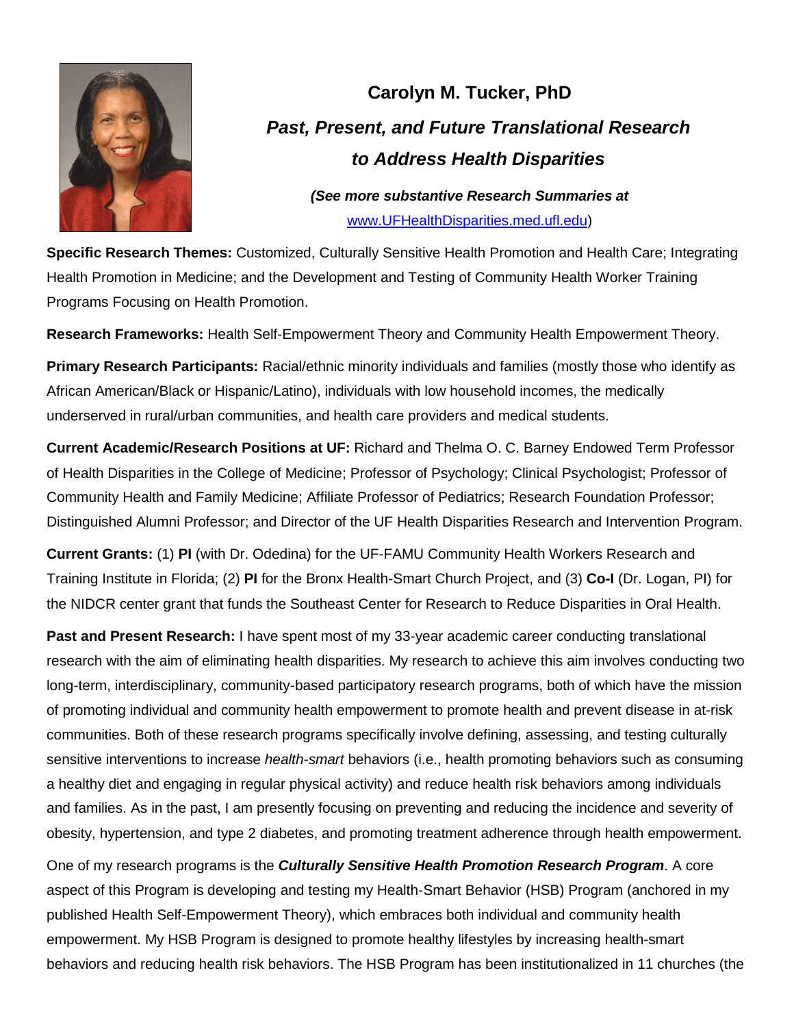# Carolyn M. Tucker, PhD

## *Past, Present, and Future Translational Research to Address Health Disparities*

***(See more substantive Research Summaries at*** [www.UFHealthDisparities.med.ufl.edu](http://www.UFHealthDisparities.med.ufl.edu))

**Specific Research Themes:** Customized, Culturally Sensitive Health Promotion and Health Care; Integrating Health Promotion in Medicine; and the Development and Testing of Community Health Worker Training Programs Focusing on Health Promotion.

**Research Frameworks:** Health Self-Empowerment Theory and Community Health Empowerment Theory.

**Primary Research Participants:** Racial/ethnic minority individuals and families (mostly those who identify as African American/Black or Hispanic/Latino), individuals with low household incomes, the medically underserved in rural/urban communities, and health care providers and medical students.

**Current Academic/Research Positions at UF:** Richard and Thelma O. C. Barney Endowed Term Professor of Health Disparities in the College of Medicine; Professor of Psychology; Clinical Psychologist; Professor of Community Health and Family Medicine; Affiliate Professor of Pediatrics; Research Foundation Professor; Distinguished Alumni Professor; and Director of the UF Health Disparities Research and Intervention Program.

**Current Grants:** (1) **PI** (with Dr. Odedina) for the UF-FAMU Community Health Workers Research and Training Institute in Florida; (2) **PI** for the Bronx Health-Smart Church Project, and (3) **Co-I** (Dr. Logan, PI) for the NIDCR center grant that funds the Southeast Center for Research to Reduce Disparities in Oral Health.

**Past and Present Research:** I have spent most of my 33-year academic career conducting translational research with the aim of eliminating health disparities. My research to achieve this aim involves conducting two long-term, interdisciplinary, community-based participatory research programs, both of which have the mission of promoting individual and community health empowerment to promote health and prevent disease in at-risk communities. Both of these research programs specifically involve defining, assessing, and testing culturally sensitive interventions to increase *health-smart* behaviors (i.e., health promoting behaviors such as consuming a healthy diet and engaging in regular physical activity) and reduce health risk behaviors among individuals and families. As in the past, I am presently focusing on preventing and reducing the incidence and severity of obesity, hypertension, and type 2 diabetes, and promoting treatment adherence through health empowerment.

One of my research programs is the ***Culturally Sensitive Health Promotion Research Program***. A core aspect of this Program is developing and testing my Health-Smart Behavior (HSB) Program (anchored in my published Health Self-Empowerment Theory), which embraces both individual and community health empowerment. My HSB Program is designed to promote healthy lifestyles by increasing health-smart behaviors and reducing health risk behaviors. The HSB Program has been institutionalized in 11 churches (the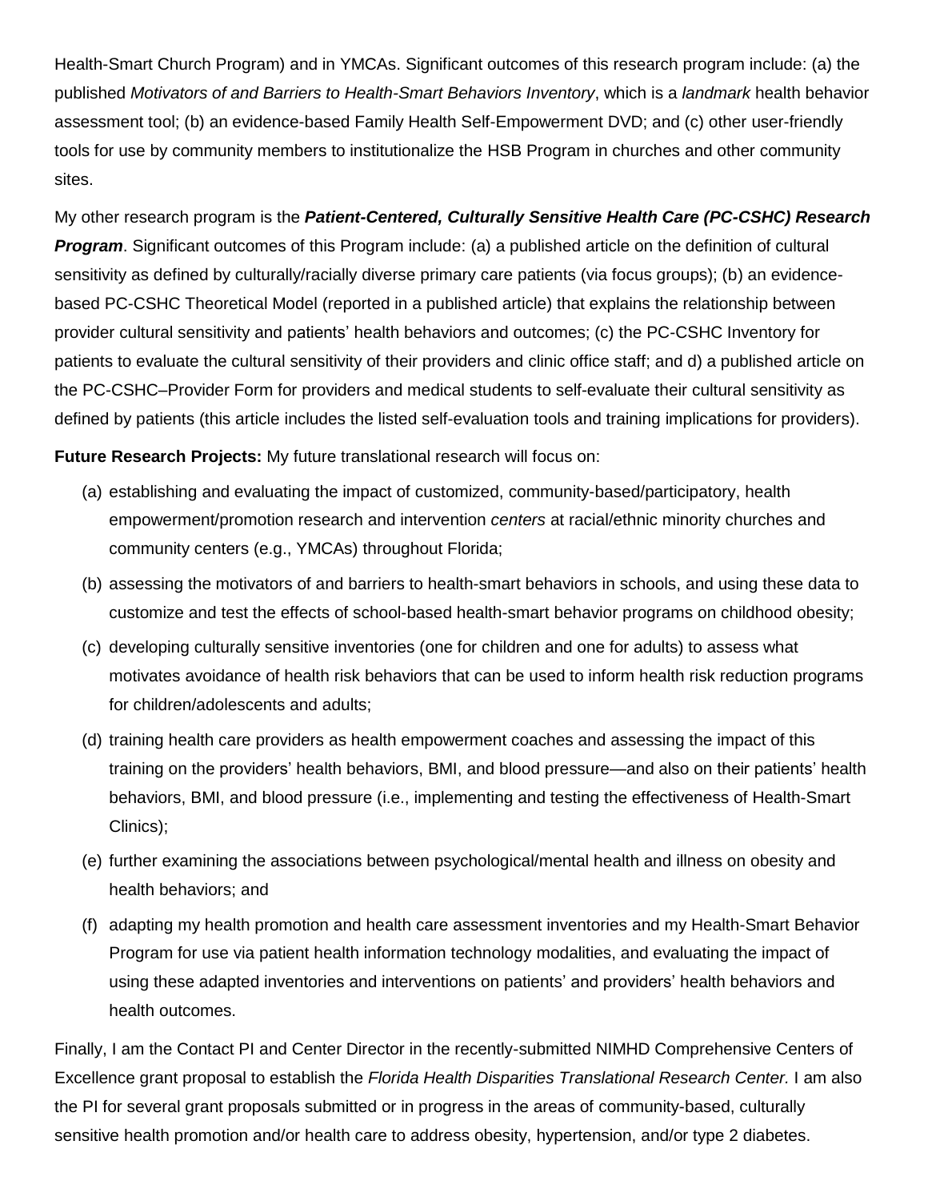Health-Smart Church Program) and in YMCAs. Significant outcomes of this research program include: (a) the published *Motivators of and Barriers to Health-Smart Behaviors Inventory*, which is a *landmark* health behavior assessment tool; (b) an evidence-based Family Health Self-Empowerment DVD; and (c) other user-friendly tools for use by community members to institutionalize the HSB Program in churches and other community sites.

My other research program is the ***Patient-Centered, Culturally Sensitive Health Care (PC-CSHC) Research Program***. Significant outcomes of this Program include: (a) a published article on the definition of cultural sensitivity as defined by culturally/racially diverse primary care patients (via focus groups); (b) an evidence-based PC-CSHC Theoretical Model (reported in a published article) that explains the relationship between provider cultural sensitivity and patients' health behaviors and outcomes; (c) the PC-CSHC Inventory for patients to evaluate the cultural sensitivity of their providers and clinic office staff; and d) a published article on the PC-CSHC–Provider Form for providers and medical students to self-evaluate their cultural sensitivity as defined by patients (this article includes the listed self-evaluation tools and training implications for providers).

**Future Research Projects:** My future translational research will focus on:

(a) establishing and evaluating the impact of customized, community-based/participatory, health empowerment/promotion research and intervention *centers* at racial/ethnic minority churches and community centers (e.g., YMCAs) throughout Florida;

(b) assessing the motivators of and barriers to health-smart behaviors in schools, and using these data to customize and test the effects of school-based health-smart behavior programs on childhood obesity;

(c) developing culturally sensitive inventories (one for children and one for adults) to assess what motivates avoidance of health risk behaviors that can be used to inform health risk reduction programs for children/adolescents and adults;

(d) training health care providers as health empowerment coaches and assessing the impact of this training on the providers' health behaviors, BMI, and blood pressure—and also on their patients' health behaviors, BMI, and blood pressure (i.e., implementing and testing the effectiveness of Health-Smart Clinics);

(e) further examining the associations between psychological/mental health and illness on obesity and health behaviors; and

(f) adapting my health promotion and health care assessment inventories and my Health-Smart Behavior Program for use via patient health information technology modalities, and evaluating the impact of using these adapted inventories and interventions on patients' and providers' health behaviors and health outcomes.

Finally, I am the Contact PI and Center Director in the recently-submitted NIMHD Comprehensive Centers of Excellence grant proposal to establish the *Florida Health Disparities Translational Research Center.* I am also the PI for several grant proposals submitted or in progress in the areas of community-based, culturally sensitive health promotion and/or health care to address obesity, hypertension, and/or type 2 diabetes.